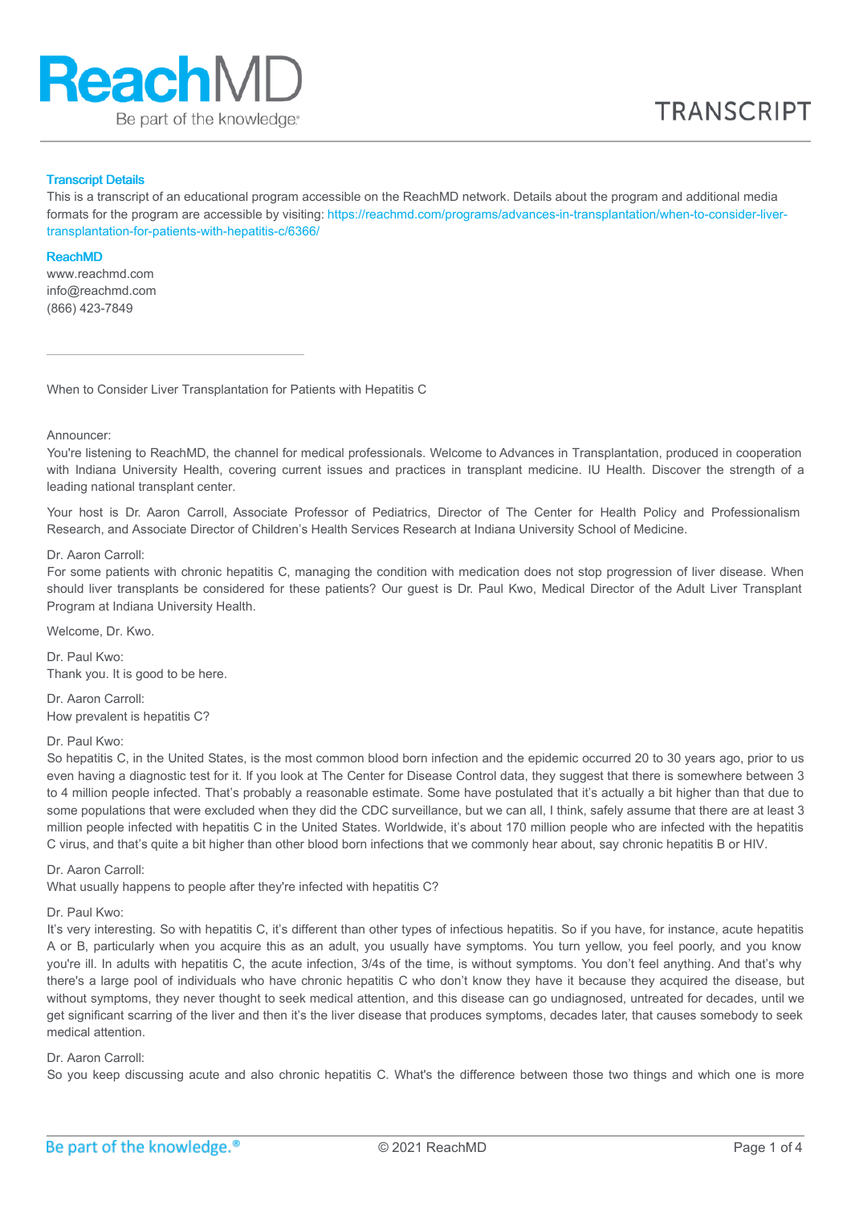**Transcript Details**

This is a transcript of an educational program accessible on the ReachMD network. Details about the program and additional media formats for the program are accessible by visiting: https://reachmd.com/programs/advances-in-transplantation/when-to-consider-liver-transplantation-for-patients-with-hepatitis-c/6366/

**ReachMD**

www.reachmd.com
info@reachmd.com
(866) 423-7849

---

When to Consider Liver Transplantation for Patients with Hepatitis C

Announcer:
You're listening to ReachMD, the channel for medical professionals. Welcome to Advances in Transplantation, produced in cooperation with Indiana University Health, covering current issues and practices in transplant medicine. IU Health. Discover the strength of a leading national transplant center.

Your host is Dr. Aaron Carroll, Associate Professor of Pediatrics, Director of The Center for Health Policy and Professionalism Research, and Associate Director of Children's Health Services Research at Indiana University School of Medicine.

Dr. Aaron Carroll:
For some patients with chronic hepatitis C, managing the condition with medication does not stop progression of liver disease. When should liver transplants be considered for these patients? Our guest is Dr. Paul Kwo, Medical Director of the Adult Liver Transplant Program at Indiana University Health.

Welcome, Dr. Kwo.

Dr. Paul Kwo:
Thank you. It is good to be here.

Dr. Aaron Carroll:
How prevalent is hepatitis C?

Dr. Paul Kwo:
So hepatitis C, in the United States, is the most common blood born infection and the epidemic occurred 20 to 30 years ago, prior to us even having a diagnostic test for it. If you look at The Center for Disease Control data, they suggest that there is somewhere between 3 to 4 million people infected. That's probably a reasonable estimate. Some have postulated that it's actually a bit higher than that due to some populations that were excluded when they did the CDC surveillance, but we can all, I think, safely assume that there are at least 3 million people infected with hepatitis C in the United States. Worldwide, it's about 170 million people who are infected with the hepatitis C virus, and that's quite a bit higher than other blood born infections that we commonly hear about, say chronic hepatitis B or HIV.

Dr. Aaron Carroll:
What usually happens to people after they're infected with hepatitis C?

Dr. Paul Kwo:
It's very interesting. So with hepatitis C, it's different than other types of infectious hepatitis. So if you have, for instance, acute hepatitis A or B, particularly when you acquire this as an adult, you usually have symptoms. You turn yellow, you feel poorly, and you know you're ill. In adults with hepatitis C, the acute infection, 3/4s of the time, is without symptoms. You don't feel anything. And that's why there's a large pool of individuals who have chronic hepatitis C who don't know they have it because they acquired the disease, but without symptoms, they never thought to seek medical attention, and this disease can go undiagnosed, untreated for decades, until we get significant scarring of the liver and then it's the liver disease that produces symptoms, decades later, that causes somebody to seek medical attention.

Dr. Aaron Carroll:
So you keep discussing acute and also chronic hepatitis C. What's the difference between those two things and which one is more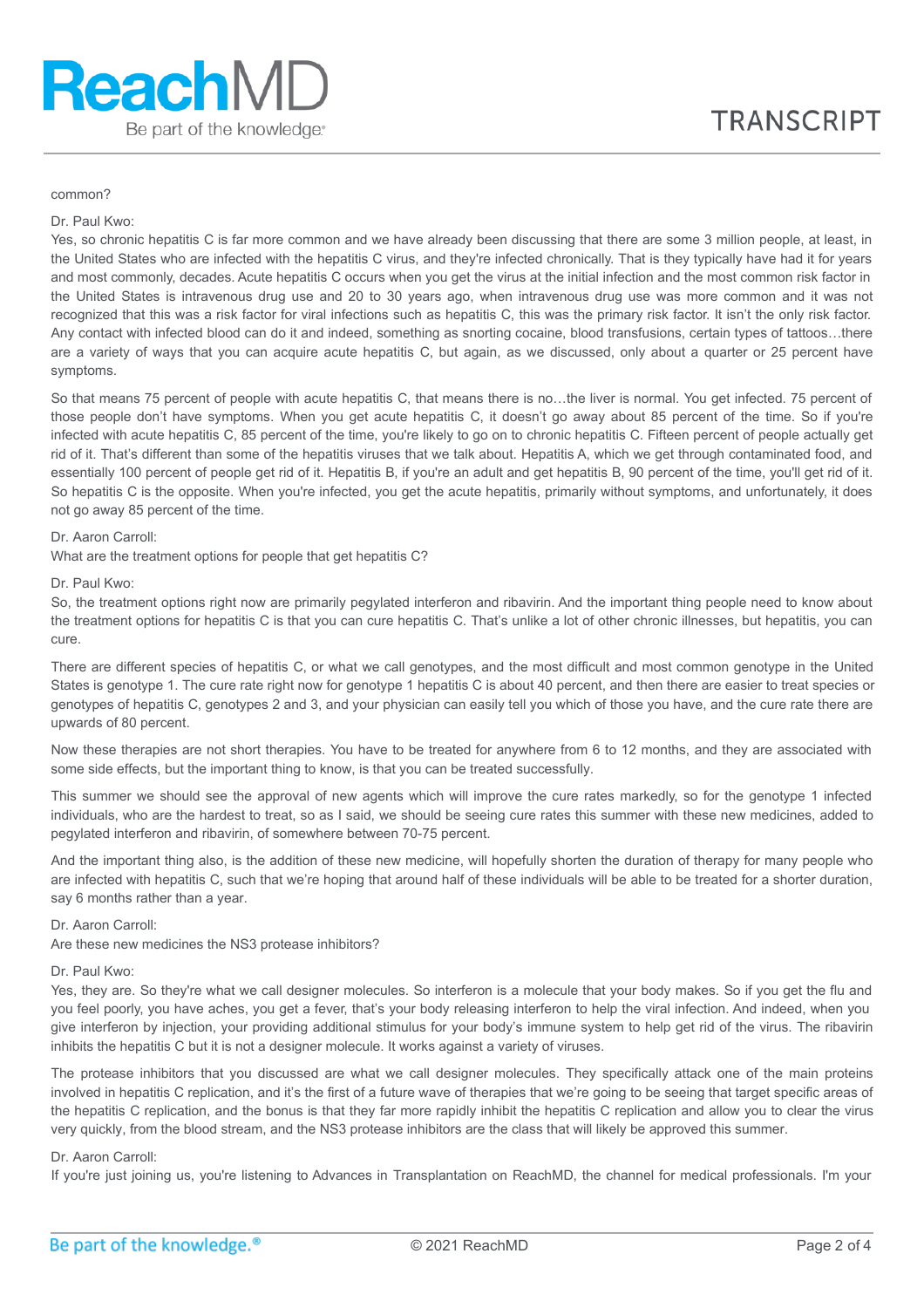common?

Dr. Paul Kwo:
Yes, so chronic hepatitis C is far more common and we have already been discussing that there are some 3 million people, at least, in the United States who are infected with the hepatitis C virus, and they're infected chronically. That is they typically have had it for years and most commonly, decades. Acute hepatitis C occurs when you get the virus at the initial infection and the most common risk factor in the United States is intravenous drug use and 20 to 30 years ago, when intravenous drug use was more common and it was not recognized that this was a risk factor for viral infections such as hepatitis C, this was the primary risk factor. It isn't the only risk factor. Any contact with infected blood can do it and indeed, something as snorting cocaine, blood transfusions, certain types of tattoos…there are a variety of ways that you can acquire acute hepatitis C, but again, as we discussed, only about a quarter or 25 percent have symptoms.

So that means 75 percent of people with acute hepatitis C, that means there is no…the liver is normal. You get infected. 75 percent of those people don't have symptoms. When you get acute hepatitis C, it doesn't go away about 85 percent of the time. So if you're infected with acute hepatitis C, 85 percent of the time, you're likely to go on to chronic hepatitis C. Fifteen percent of people actually get rid of it. That's different than some of the hepatitis viruses that we talk about. Hepatitis A, which we get through contaminated food, and essentially 100 percent of people get rid of it. Hepatitis B, if you're an adult and get hepatitis B, 90 percent of the time, you'll get rid of it. So hepatitis C is the opposite. When you're infected, you get the acute hepatitis, primarily without symptoms, and unfortunately, it does not go away 85 percent of the time.

Dr. Aaron Carroll:
What are the treatment options for people that get hepatitis C?

Dr. Paul Kwo:
So, the treatment options right now are primarily pegylated interferon and ribavirin. And the important thing people need to know about the treatment options for hepatitis C is that you can cure hepatitis C. That's unlike a lot of other chronic illnesses, but hepatitis, you can cure.

There are different species of hepatitis C, or what we call genotypes, and the most difficult and most common genotype in the United States is genotype 1. The cure rate right now for genotype 1 hepatitis C is about 40 percent, and then there are easier to treat species or genotypes of hepatitis C, genotypes 2 and 3, and your physician can easily tell you which of those you have, and the cure rate there are upwards of 80 percent.

Now these therapies are not short therapies. You have to be treated for anywhere from 6 to 12 months, and they are associated with some side effects, but the important thing to know, is that you can be treated successfully.

This summer we should see the approval of new agents which will improve the cure rates markedly, so for the genotype 1 infected individuals, who are the hardest to treat, so as I said, we should be seeing cure rates this summer with these new medicines, added to pegylated interferon and ribavirin, of somewhere between 70-75 percent.

And the important thing also, is the addition of these new medicine, will hopefully shorten the duration of therapy for many people who are infected with hepatitis C, such that we're hoping that around half of these individuals will be able to be treated for a shorter duration, say 6 months rather than a year.

Dr. Aaron Carroll:
Are these new medicines the NS3 protease inhibitors?

Dr. Paul Kwo:
Yes, they are. So they're what we call designer molecules. So interferon is a molecule that your body makes. So if you get the flu and you feel poorly, you have aches, you get a fever, that's your body releasing interferon to help the viral infection. And indeed, when you give interferon by injection, your providing additional stimulus for your body's immune system to help get rid of the virus. The ribavirin inhibits the hepatitis C but it is not a designer molecule. It works against a variety of viruses.

The protease inhibitors that you discussed are what we call designer molecules. They specifically attack one of the main proteins involved in hepatitis C replication, and it's the first of a future wave of therapies that we're going to be seeing that target specific areas of the hepatitis C replication, and the bonus is that they far more rapidly inhibit the hepatitis C replication and allow you to clear the virus very quickly, from the blood stream, and the NS3 protease inhibitors are the class that will likely be approved this summer.

Dr. Aaron Carroll:
If you're just joining us, you're listening to Advances in Transplantation on ReachMD, the channel for medical professionals. I'm your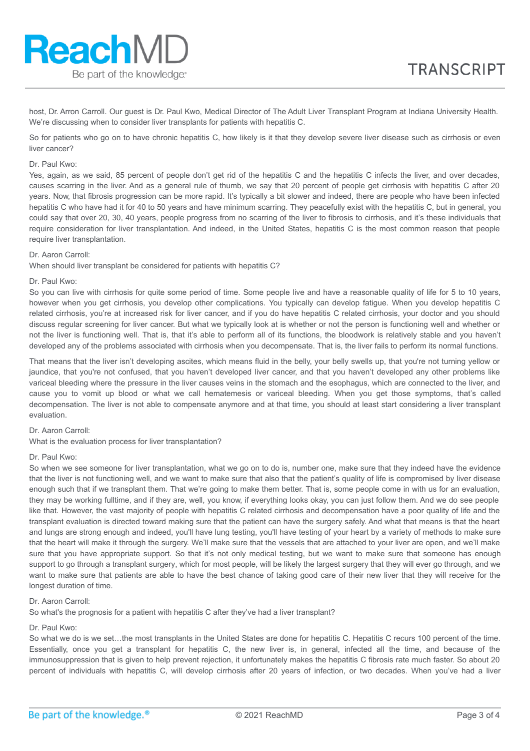host, Dr. Arron Carroll. Our guest is Dr. Paul Kwo, Medical Director of The Adult Liver Transplant Program at Indiana University Health. We're discussing when to consider liver transplants for patients with hepatitis C.

So for patients who go on to have chronic hepatitis C, how likely is it that they develop severe liver disease such as cirrhosis or even liver cancer?

Dr. Paul Kwo:
Yes, again, as we said, 85 percent of people don't get rid of the hepatitis C and the hepatitis C infects the liver, and over decades, causes scarring in the liver. And as a general rule of thumb, we say that 20 percent of people get cirrhosis with hepatitis C after 20 years. Now, that fibrosis progression can be more rapid. It's typically a bit slower and indeed, there are people who have been infected hepatitis C who have had it for 40 to 50 years and have minimum scarring. They peacefully exist with the hepatitis C, but in general, you could say that over 20, 30, 40 years, people progress from no scarring of the liver to fibrosis to cirrhosis, and it's these individuals that require consideration for liver transplantation. And indeed, in the United States, hepatitis C is the most common reason that people require liver transplantation.

Dr. Aaron Carroll:
When should liver transplant be considered for patients with hepatitis C?

Dr. Paul Kwo:
So you can live with cirrhosis for quite some period of time. Some people live and have a reasonable quality of life for 5 to 10 years, however when you get cirrhosis, you develop other complications. You typically can develop fatigue. When you develop hepatitis C related cirrhosis, you're at increased risk for liver cancer, and if you do have hepatitis C related cirrhosis, your doctor and you should discuss regular screening for liver cancer. But what we typically look at is whether or not the person is functioning well and whether or not the liver is functioning well. That is, that it's able to perform all of its functions, the bloodwork is relatively stable and you haven't developed any of the problems associated with cirrhosis when you decompensate. That is, the liver fails to perform its normal functions.

That means that the liver isn't developing ascites, which means fluid in the belly, your belly swells up, that you're not turning yellow or jaundice, that you're not confused, that you haven't developed liver cancer, and that you haven't developed any other problems like variceal bleeding where the pressure in the liver causes veins in the stomach and the esophagus, which are connected to the liver, and cause you to vomit up blood or what we call hematemesis or variceal bleeding. When you get those symptoms, that's called decompensation. The liver is not able to compensate anymore and at that time, you should at least start considering a liver transplant evaluation.

Dr. Aaron Carroll:
What is the evaluation process for liver transplantation?

Dr. Paul Kwo:
So when we see someone for liver transplantation, what we go on to do is, number one, make sure that they indeed have the evidence that the liver is not functioning well, and we want to make sure that also that the patient's quality of life is compromised by liver disease enough such that if we transplant them. That we're going to make them better. That is, some people come in with us for an evaluation, they may be working fulltime, and if they are, well, you know, if everything looks okay, you can just follow them. And we do see people like that. However, the vast majority of people with hepatitis C related cirrhosis and decompensation have a poor quality of life and the transplant evaluation is directed toward making sure that the patient can have the surgery safely. And what that means is that the heart and lungs are strong enough and indeed, you'll have lung testing, you'll have testing of your heart by a variety of methods to make sure that the heart will make it through the surgery. We'll make sure that the vessels that are attached to your liver are open, and we'll make sure that you have appropriate support. So that it's not only medical testing, but we want to make sure that someone has enough support to go through a transplant surgery, which for most people, will be likely the largest surgery that they will ever go through, and we want to make sure that patients are able to have the best chance of taking good care of their new liver that they will receive for the longest duration of time.

Dr. Aaron Carroll:
So what's the prognosis for a patient with hepatitis C after they've had a liver transplant?

Dr. Paul Kwo:
So what we do is we set…the most transplants in the United States are done for hepatitis C. Hepatitis C recurs 100 percent of the time. Essentially, once you get a transplant for hepatitis C, the new liver is, in general, infected all the time, and because of the immunosuppression that is given to help prevent rejection, it unfortunately makes the hepatitis C fibrosis rate much faster. So about 20 percent of individuals with hepatitis C, will develop cirrhosis after 20 years of infection, or two decades. When you've had a liver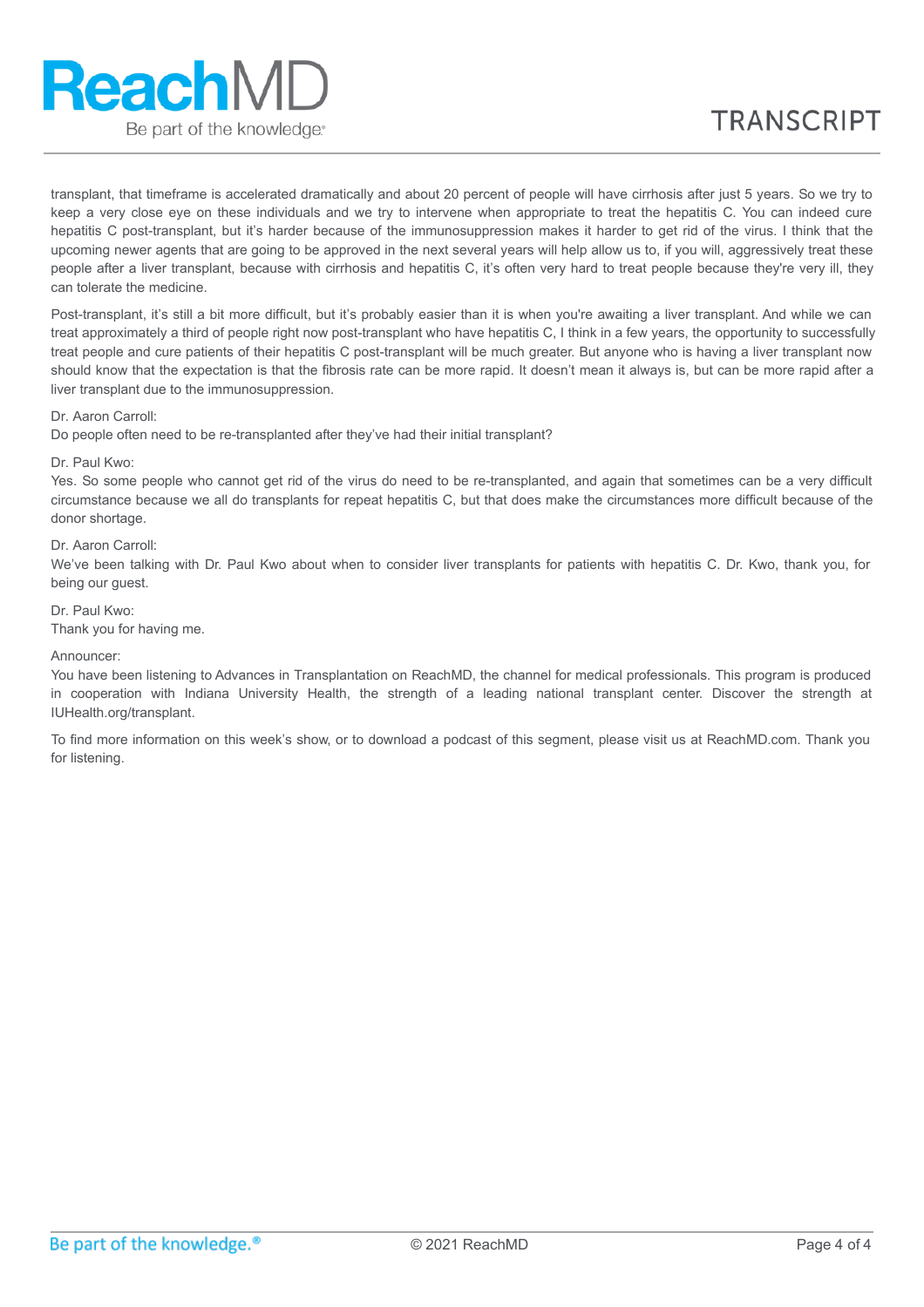transplant, that timeframe is accelerated dramatically and about 20 percent of people will have cirrhosis after just 5 years. So we try to keep a very close eye on these individuals and we try to intervene when appropriate to treat the hepatitis C. You can indeed cure hepatitis C post-transplant, but it's harder because of the immunosuppression makes it harder to get rid of the virus. I think that the upcoming newer agents that are going to be approved in the next several years will help allow us to, if you will, aggressively treat these people after a liver transplant, because with cirrhosis and hepatitis C, it's often very hard to treat people because they're very ill, they can tolerate the medicine.

Post-transplant, it's still a bit more difficult, but it's probably easier than it is when you're awaiting a liver transplant. And while we can treat approximately a third of people right now post-transplant who have hepatitis C, I think in a few years, the opportunity to successfully treat people and cure patients of their hepatitis C post-transplant will be much greater. But anyone who is having a liver transplant now should know that the expectation is that the fibrosis rate can be more rapid. It doesn't mean it always is, but can be more rapid after a liver transplant due to the immunosuppression.

Dr. Aaron Carroll:
Do people often need to be re-transplanted after they've had their initial transplant?

Dr. Paul Kwo:
Yes. So some people who cannot get rid of the virus do need to be re-transplanted, and again that sometimes can be a very difficult circumstance because we all do transplants for repeat hepatitis C, but that does make the circumstances more difficult because of the donor shortage.

Dr. Aaron Carroll:
We've been talking with Dr. Paul Kwo about when to consider liver transplants for patients with hepatitis C. Dr. Kwo, thank you, for being our guest.

Dr. Paul Kwo:
Thank you for having me.

Announcer:
You have been listening to Advances in Transplantation on ReachMD, the channel for medical professionals. This program is produced in cooperation with Indiana University Health, the strength of a leading national transplant center. Discover the strength at IUHealth.org/transplant.

To find more information on this week's show, or to download a podcast of this segment, please visit us at ReachMD.com. Thank you for listening.